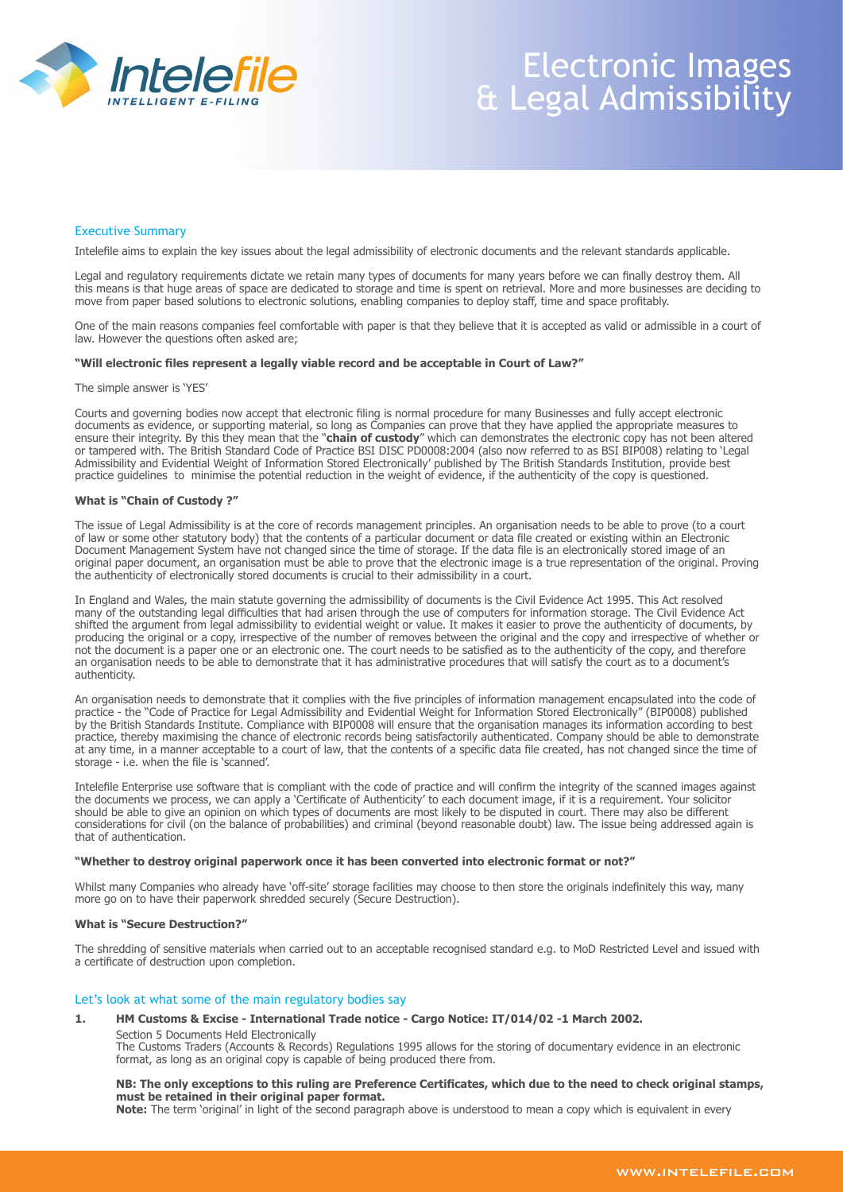# Electronic Images & Legal Admissibility

## Executive Summary

Intelefile aims to explain the key issues about the legal admissibility of electronic documents and the relevant standards applicable.

Legal and regulatory requirements dictate we retain many types of documents for many years before we can finally destroy them. All this means is that huge areas of space are dedicated to storage and time is spent on retrieval. More and more businesses are deciding to move from paper based solutions to electronic solutions, enabling companies to deploy staff, time and space profitably.

One of the main reasons companies feel comfortable with paper is that they believe that it is accepted as valid or admissible in a court of law. However the questions often asked are;

**"Will electronic files represent a legally viable record and be acceptable in Court of Law?"**

The simple answer is 'YES'

Courts and governing bodies now accept that electronic filing is normal procedure for many Businesses and fully accept electronic documents as evidence, or supporting material, so long as Companies can prove that they have applied the appropriate measures to ensure their integrity. By this they mean that the "**chain of custody**" which can demonstrates the electronic copy has not been altered or tampered with. The British Standard Code of Practice BSI DISC PD0008:2004 (also now referred to as BSI BIP008) relating to 'Legal Admissibility and Evidential Weight of Information Stored Electronically' published by The British Standards Institution, provide best practice guidelines to minimise the potential reduction in the weight of evidence, if the authenticity of the copy is questioned.

**What is "Chain of Custody ?"**

The issue of Legal Admissibility is at the core of records management principles. An organisation needs to be able to prove (to a court of law or some other statutory body) that the contents of a particular document or data file created or existing within an Electronic Document Management System have not changed since the time of storage. If the data file is an electronically stored image of an original paper document, an organisation must be able to prove that the electronic image is a true representation of the original. Proving the authenticity of electronically stored documents is crucial to their admissibility in a court.

In England and Wales, the main statute governing the admissibility of documents is the Civil Evidence Act 1995. This Act resolved many of the outstanding legal difficulties that had arisen through the use of computers for information storage. The Civil Evidence Act shifted the argument from legal admissibility to evidential weight or value. It makes it easier to prove the authenticity of documents, by producing the original or a copy, irrespective of the number of removes between the original and the copy and irrespective of whether or not the document is a paper one or an electronic one. The court needs to be satisfied as to the authenticity of the copy, and therefore an organisation needs to be able to demonstrate that it has administrative procedures that will satisfy the court as to a document's authenticity.

An organisation needs to demonstrate that it complies with the five principles of information management encapsulated into the code of practice - the "Code of Practice for Legal Admissibility and Evidential Weight for Information Stored Electronically" (BIP0008) published by the British Standards Institute. Compliance with BIP0008 will ensure that the organisation manages its information according to best practice, thereby maximising the chance of electronic records being satisfactorily authenticated. Company should be able to demonstrate at any time, in a manner acceptable to a court of law, that the contents of a specific data file created, has not changed since the time of storage - i.e. when the file is 'scanned'.

Intelefile Enterprise use software that is compliant with the code of practice and will confirm the integrity of the scanned images against the documents we process, we can apply a 'Certificate of Authenticity' to each document image, if it is a requirement. Your solicitor should be able to give an opinion on which types of documents are most likely to be disputed in court. There may also be different considerations for civil (on the balance of probabilities) and criminal (beyond reasonable doubt) law. The issue being addressed again is that of authentication.

**"Whether to destroy original paperwork once it has been converted into electronic format or not?"**

Whilst many Companies who already have 'off-site' storage facilities may choose to then store the originals indefinitely this way, many more go on to have their paperwork shredded securely (Secure Destruction).

**What is "Secure Destruction?"**

The shredding of sensitive materials when carried out to an acceptable recognised standard e.g. to MoD Restricted Level and issued with a certificate of destruction upon completion.

## Let's look at what some of the main regulatory bodies say

1. **HM Customs & Excise - International Trade notice - Cargo Notice: IT/014/02 -1 March 2002.**

   Section 5 Documents Held Electronically

   The Customs Traders (Accounts & Records) Regulations 1995 allows for the storing of documentary evidence in an electronic format, as long as an original copy is capable of being produced there from.

   **NB: The only exceptions to this ruling are Preference Certificates, which due to the need to check original stamps, must be retained in their original paper format.**

   **Note:** The term 'original' in light of the second paragraph above is understood to mean a copy which is equivalent in every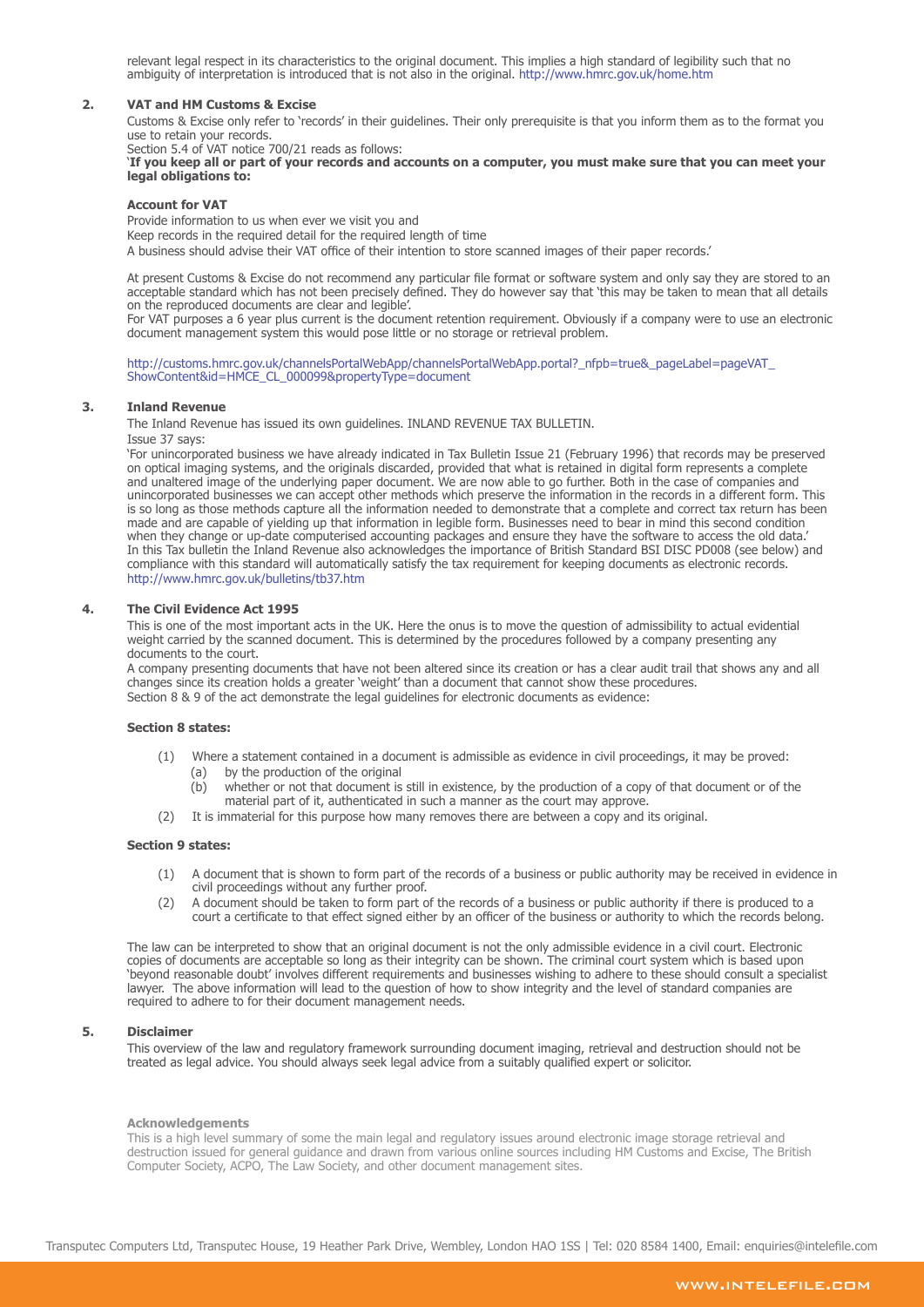relevant legal respect in its characteristics to the original document. This implies a high standard of legibility such that no ambiguity of interpretation is introduced that is not also in the original. http://www.hmrc.gov.uk/home.htm

## 2. VAT and HM Customs & Excise

Customs & Excise only refer to 'records' in their guidelines. Their only prerequisite is that you inform them as to the format you use to retain your records.

Section 5.4 of VAT notice 700/21 reads as follows:

**'If you keep all or part of your records and accounts on a computer, you must make sure that you can meet your legal obligations to:**

**Account for VAT**

Provide information to us when ever we visit you and

Keep records in the required detail for the required length of time

A business should advise their VAT office of their intention to store scanned images of their paper records.'

At present Customs & Excise do not recommend any particular file format or software system and only say they are stored to an acceptable standard which has not been precisely defined. They do however say that 'this may be taken to mean that all details on the reproduced documents are clear and legible'.

For VAT purposes a 6 year plus current is the document retention requirement. Obviously if a company were to use an electronic document management system this would pose little or no storage or retrieval problem.

http://customs.hmrc.gov.uk/channelsPortalWebApp/channelsPortalWebApp.portal?_nfpb=true&_pageLabel=pageVAT_ShowContent&id=HMCE_CL_000099&propertyType=document

## 3. Inland Revenue

The Inland Revenue has issued its own guidelines. INLAND REVENUE TAX BULLETIN.

Issue 37 says:

'For unincorporated business we have already indicated in Tax Bulletin Issue 21 (February 1996) that records may be preserved on optical imaging systems, and the originals discarded, provided that what is retained in digital form represents a complete and unaltered image of the underlying paper document. We are now able to go further. Both in the case of companies and unincorporated businesses we can accept other methods which preserve the information in the records in a different form. This is so long as those methods capture all the information needed to demonstrate that a complete and correct tax return has been made and are capable of yielding up that information in legible form. Businesses need to bear in mind this second condition when they change or up-date computerised accounting packages and ensure they have the software to access the old data.'

In this Tax bulletin the Inland Revenue also acknowledges the importance of British Standard BSI DISC PD008 (see below) and compliance with this standard will automatically satisfy the tax requirement for keeping documents as electronic records.

http://www.hmrc.gov.uk/bulletins/tb37.htm

## 4. The Civil Evidence Act 1995

This is one of the most important acts in the UK. Here the onus is to move the question of admissibility to actual evidential weight carried by the scanned document. This is determined by the procedures followed by a company presenting any documents to the court.

A company presenting documents that have not been altered since its creation or has a clear audit trail that shows any and all changes since its creation holds a greater 'weight' than a document that cannot show these procedures.

Section 8 & 9 of the act demonstrate the legal guidelines for electronic documents as evidence:

**Section 8 states:**

(1) Where a statement contained in a document is admissible as evidence in civil proceedings, it may be proved:
   (a) by the production of the original
   (b) whether or not that document is still in existence, by the production of a copy of that document or of the material part of it, authenticated in such a manner as the court may approve.

(2) It is immaterial for this purpose how many removes there are between a copy and its original.

**Section 9 states:**

(1) A document that is shown to form part of the records of a business or public authority may be received in evidence in civil proceedings without any further proof.

(2) A document should be taken to form part of the records of a business or public authority if there is produced to a court a certificate to that effect signed either by an officer of the business or authority to which the records belong.

The law can be interpreted to show that an original document is not the only admissible evidence in a civil court. Electronic copies of documents are acceptable so long as their integrity can be shown. The criminal court system which is based upon 'beyond reasonable doubt' involves different requirements and businesses wishing to adhere to these should consult a specialist lawyer. The above information will lead to the question of how to show integrity and the level of standard companies are required to adhere to for their document management needs.

## 5. Disclaimer

This overview of the law and regulatory framework surrounding document imaging, retrieval and destruction should not be treated as legal advice. You should always seek legal advice from a suitably qualified expert or solicitor.

**Acknowledgements**

This is a high level summary of some the main legal and regulatory issues around electronic image storage retrieval and destruction issued for general guidance and drawn from various online sources including HM Customs and Excise, The British Computer Society, ACPO, The Law Society, and other document management sites.

Transputec Computers Ltd, Transputec House, 19 Heather Park Drive, Wembley, London HAO 1SS | Tel: 020 8584 1400, Email: enquiries@intelefile.com

WWW.INTELEFILE.COM